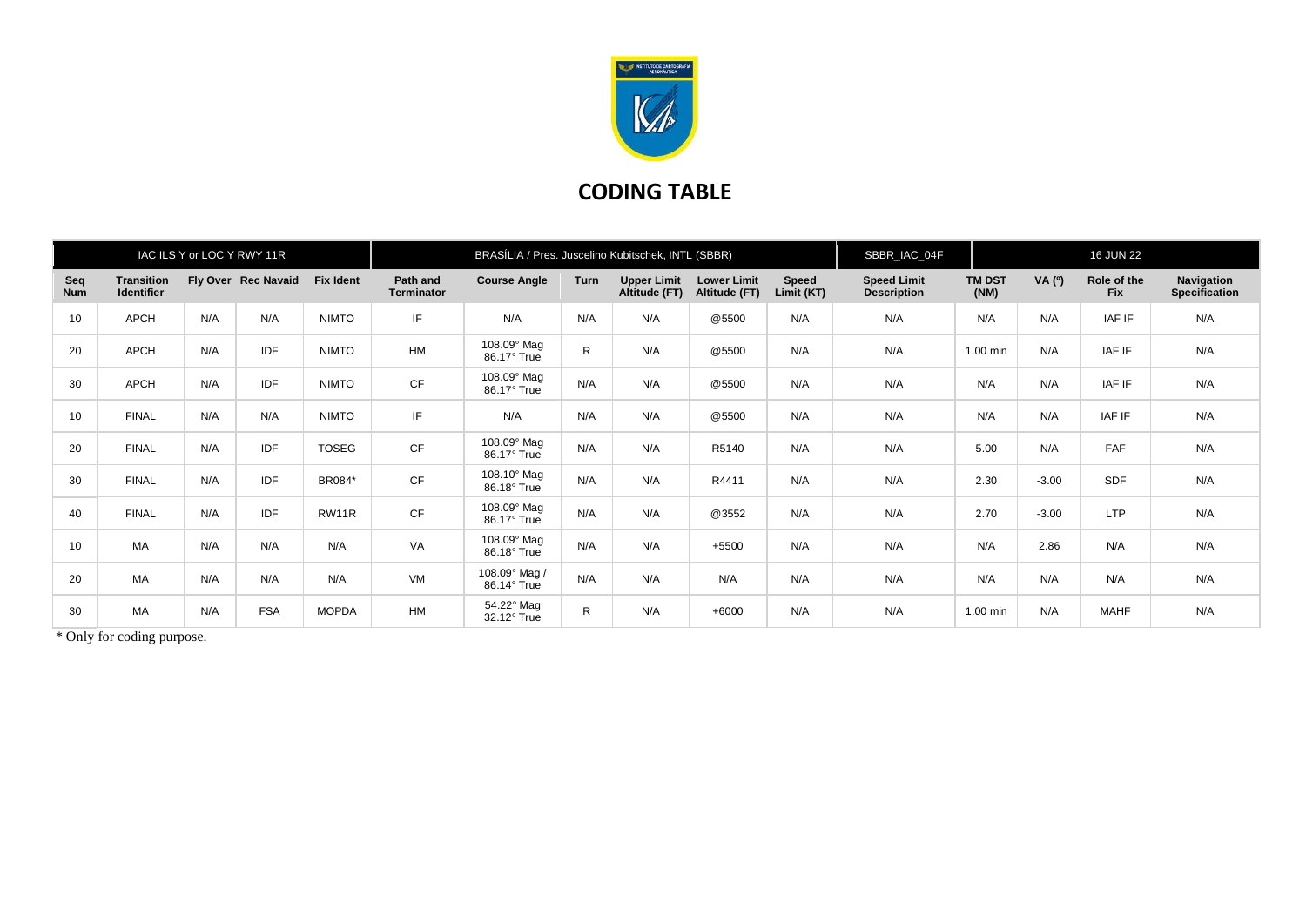# CODING TABLE

| IAC ILS Y or LOC Y RWY 11R | | | | | BRASÍLIA / Pres. Juscelino Kubitschek, INTL (SBBR) | | | | | SBBR_IAC_04F | 16 JUN 22 | | | |
|---|---|---|---|---|---|---|---|---|---|---|---|---|---|---|
| **Seq Num** | **Transition Identifier** | **Fly Over** | **Rec Navaid** | **Fix Ident** | **Path and Terminator** | **Course Angle** | **Turn** | **Upper Limit Altitude (FT)** | **Lower Limit Altitude (FT)** | **Speed Limit (KT)** | **Speed Limit Description** | **TM DST (NM)** | **VA (º)** | **Role of the Fix** | **Navigation Specification** |
| 10 | APCH | N/A | N/A | NIMTO | IF | N/A | N/A | N/A | @5500 | N/A | N/A | N/A | N/A | IAF IF | N/A |
| 20 | APCH | N/A | IDF | NIMTO | HM | 108.09° Mag 86.17° True | R | N/A | @5500 | N/A | N/A | 1.00 min | N/A | IAF IF | N/A |
| 30 | APCH | N/A | IDF | NIMTO | CF | 108.09° Mag 86.17° True | N/A | N/A | @5500 | N/A | N/A | N/A | N/A | IAF IF | N/A |
| 10 | FINAL | N/A | N/A | NIMTO | IF | N/A | N/A | N/A | @5500 | N/A | N/A | N/A | N/A | IAF IF | N/A |
| 20 | FINAL | N/A | IDF | TOSEG | CF | 108.09° Mag 86.17° True | N/A | N/A | R5140 | N/A | N/A | 5.00 | N/A | FAF | N/A |
| 30 | FINAL | N/A | IDF | BR084* | CF | 108.10° Mag 86.18° True | N/A | N/A | R4411 | N/A | N/A | 2.30 | -3.00 | SDF | N/A |
| 40 | FINAL | N/A | IDF | RW11R | CF | 108.09° Mag 86.17° True | N/A | N/A | @3552 | N/A | N/A | 2.70 | -3.00 | LTP | N/A |
| 10 | MA | N/A | N/A | N/A | VA | 108.09° Mag 86.18° True | N/A | N/A | +5500 | N/A | N/A | N/A | 2.86 | N/A | N/A |
| 20 | MA | N/A | N/A | N/A | VM | 108.09° Mag / 86.14° True | N/A | N/A | N/A | N/A | N/A | N/A | N/A | N/A | N/A |
| 30 | MA | N/A | FSA | MOPDA | HM | 54.22° Mag 32.12° True | R | N/A | +6000 | N/A | N/A | 1.00 min | N/A | MAHF | N/A |

\* Only for coding purpose.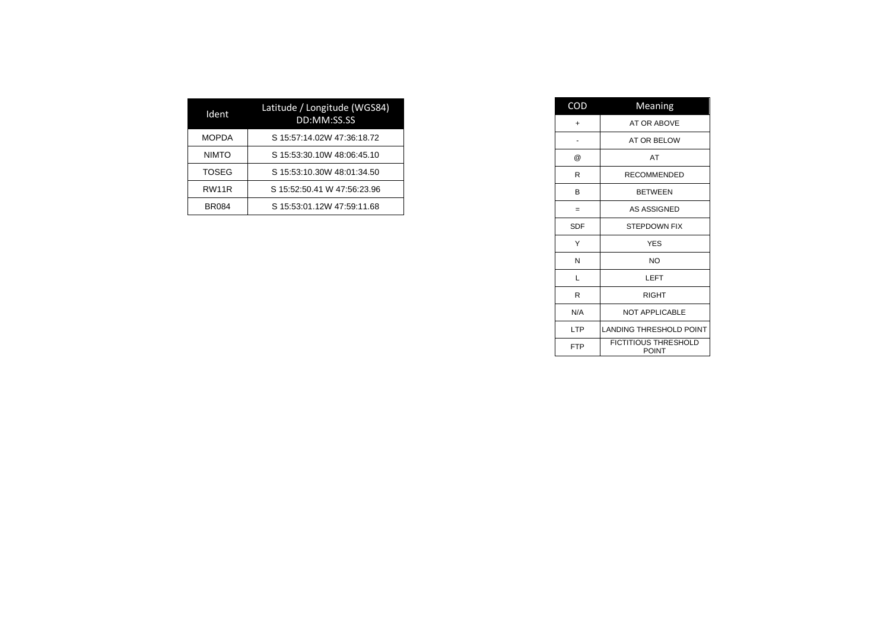| Ident | Latitude / Longitude (WGS84) DD:MM:SS.SS |
|---|---|
| MOPDA | S 15:57:14.02W 47:36:18.72 |
| NIMTO | S 15:53:30.10W 48:06:45.10 |
| TOSEG | S 15:53:10.30W 48:01:34.50 |
| RW11R | S 15:52:50.41 W 47:56:23.96 |
| BR084 | S 15:53:01.12W 47:59:11.68 |

| COD | Meaning |
|---|---|
| + | AT OR ABOVE |
| - | AT OR BELOW |
| @ | AT |
| R | RECOMMENDED |
| B | BETWEEN |
| = | AS ASSIGNED |
| SDF | STEPDOWN FIX |
| Y | YES |
| N | NO |
| L | LEFT |
| R | RIGHT |
| N/A | NOT APPLICABLE |
| LTP | LANDING THRESHOLD POINT |
| FTP | FICTITIOUS THRESHOLD POINT |